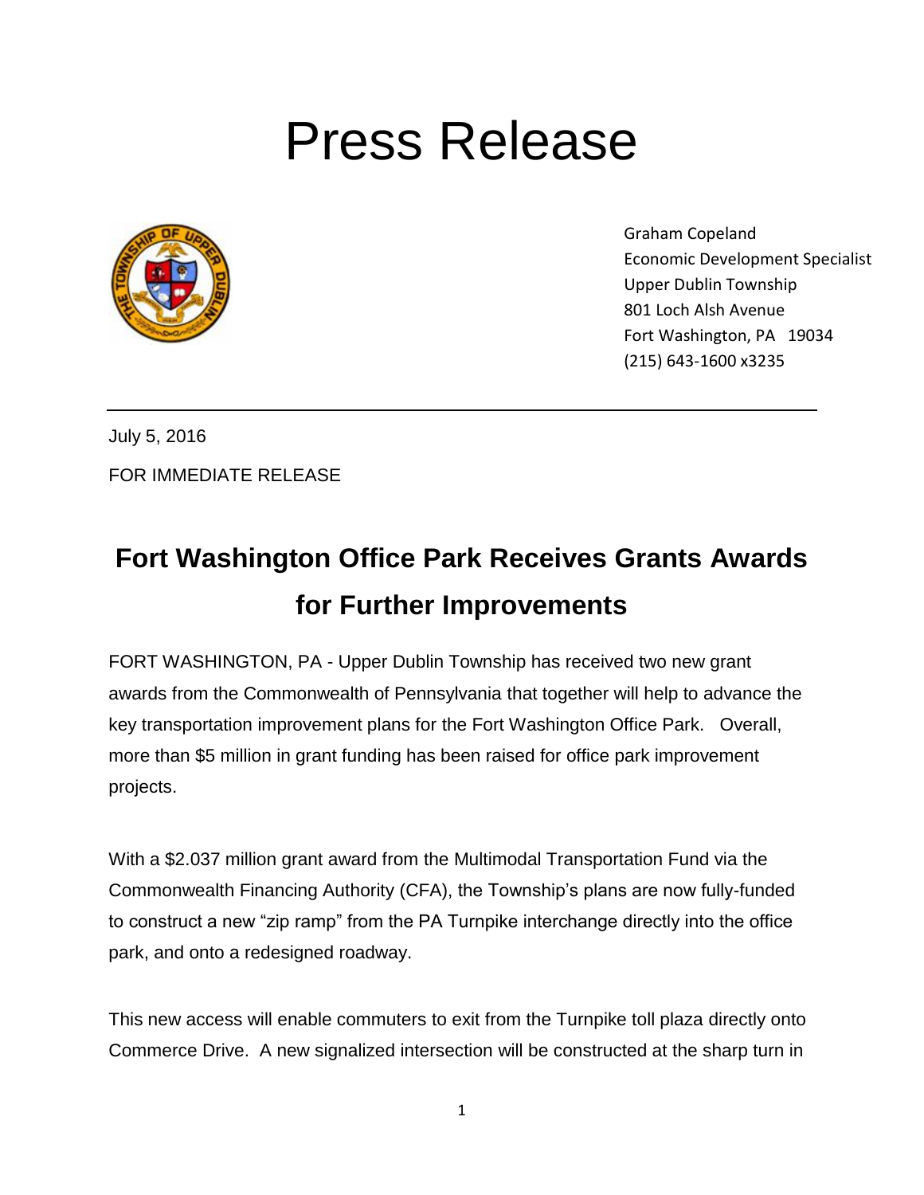# Press Release

Graham Copeland
Economic Development Specialist
Upper Dublin Township
801 Loch Alsh Avenue
Fort Washington, PA 19034
(215) 643-1600 x3235

---

July 5, 2016

FOR IMMEDIATE RELEASE

## Fort Washington Office Park Receives Grants Awards for Further Improvements

FORT WASHINGTON, PA - Upper Dublin Township has received two new grant awards from the Commonwealth of Pennsylvania that together will help to advance the key transportation improvement plans for the Fort Washington Office Park. Overall, more than $5 million in grant funding has been raised for office park improvement projects.

With a $2.037 million grant award from the Multimodal Transportation Fund via the Commonwealth Financing Authority (CFA), the Township's plans are now fully-funded to construct a new "zip ramp" from the PA Turnpike interchange directly into the office park, and onto a redesigned roadway.

This new access will enable commuters to exit from the Turnpike toll plaza directly onto Commerce Drive. A new signalized intersection will be constructed at the sharp turn in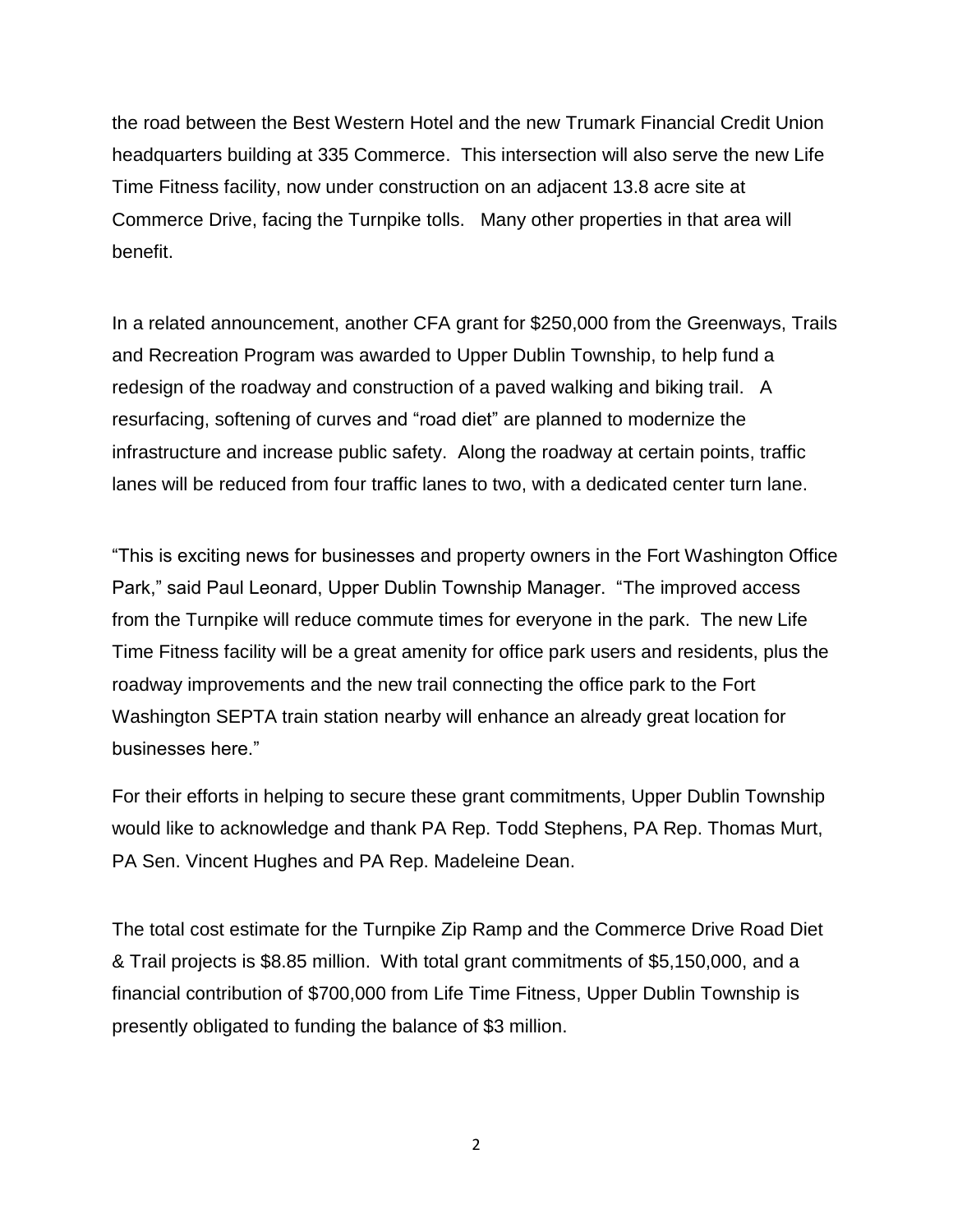the road between the Best Western Hotel and the new Trumark Financial Credit Union headquarters building at 335 Commerce. This intersection will also serve the new Life Time Fitness facility, now under construction on an adjacent 13.8 acre site at Commerce Drive, facing the Turnpike tolls. Many other properties in that area will benefit.

In a related announcement, another CFA grant for $250,000 from the Greenways, Trails and Recreation Program was awarded to Upper Dublin Township, to help fund a redesign of the roadway and construction of a paved walking and biking trail. A resurfacing, softening of curves and "road diet" are planned to modernize the infrastructure and increase public safety. Along the roadway at certain points, traffic lanes will be reduced from four traffic lanes to two, with a dedicated center turn lane.

"This is exciting news for businesses and property owners in the Fort Washington Office Park," said Paul Leonard, Upper Dublin Township Manager. "The improved access from the Turnpike will reduce commute times for everyone in the park. The new Life Time Fitness facility will be a great amenity for office park users and residents, plus the roadway improvements and the new trail connecting the office park to the Fort Washington SEPTA train station nearby will enhance an already great location for businesses here."

For their efforts in helping to secure these grant commitments, Upper Dublin Township would like to acknowledge and thank PA Rep. Todd Stephens, PA Rep. Thomas Murt, PA Sen. Vincent Hughes and PA Rep. Madeleine Dean.

The total cost estimate for the Turnpike Zip Ramp and the Commerce Drive Road Diet & Trail projects is $8.85 million. With total grant commitments of $5,150,000, and a financial contribution of $700,000 from Life Time Fitness, Upper Dublin Township is presently obligated to funding the balance of $3 million.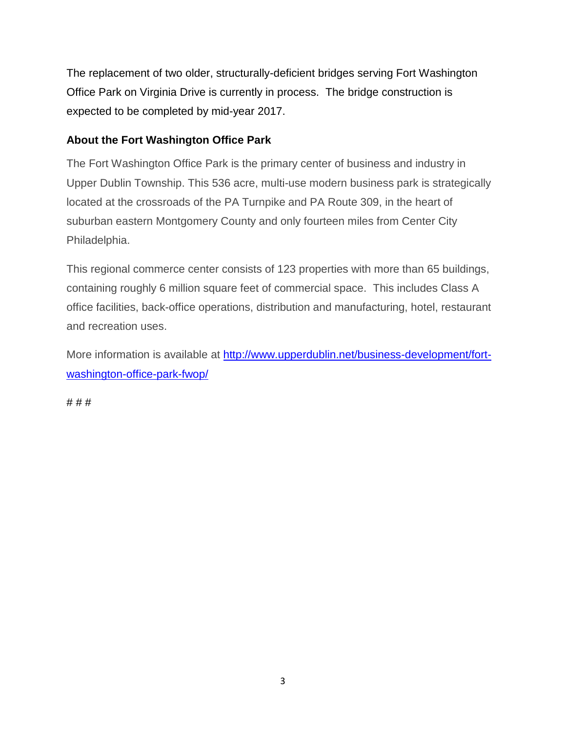The replacement of two older, structurally-deficient bridges serving Fort Washington Office Park on Virginia Drive is currently in process. The bridge construction is expected to be completed by mid-year 2017.

### About the Fort Washington Office Park

The Fort Washington Office Park is the primary center of business and industry in Upper Dublin Township. This 536 acre, multi-use modern business park is strategically located at the crossroads of the PA Turnpike and PA Route 309, in the heart of suburban eastern Montgomery County and only fourteen miles from Center City Philadelphia.

This regional commerce center consists of 123 properties with more than 65 buildings, containing roughly 6 million square feet of commercial space. This includes Class A office facilities, back-office operations, distribution and manufacturing, hotel, restaurant and recreation uses.

More information is available at [http://www.upperdublin.net/business-development/fort-washington-office-park-fwop/](http://www.upperdublin.net/business-development/fort-washington-office-park-fwop/)

# # #